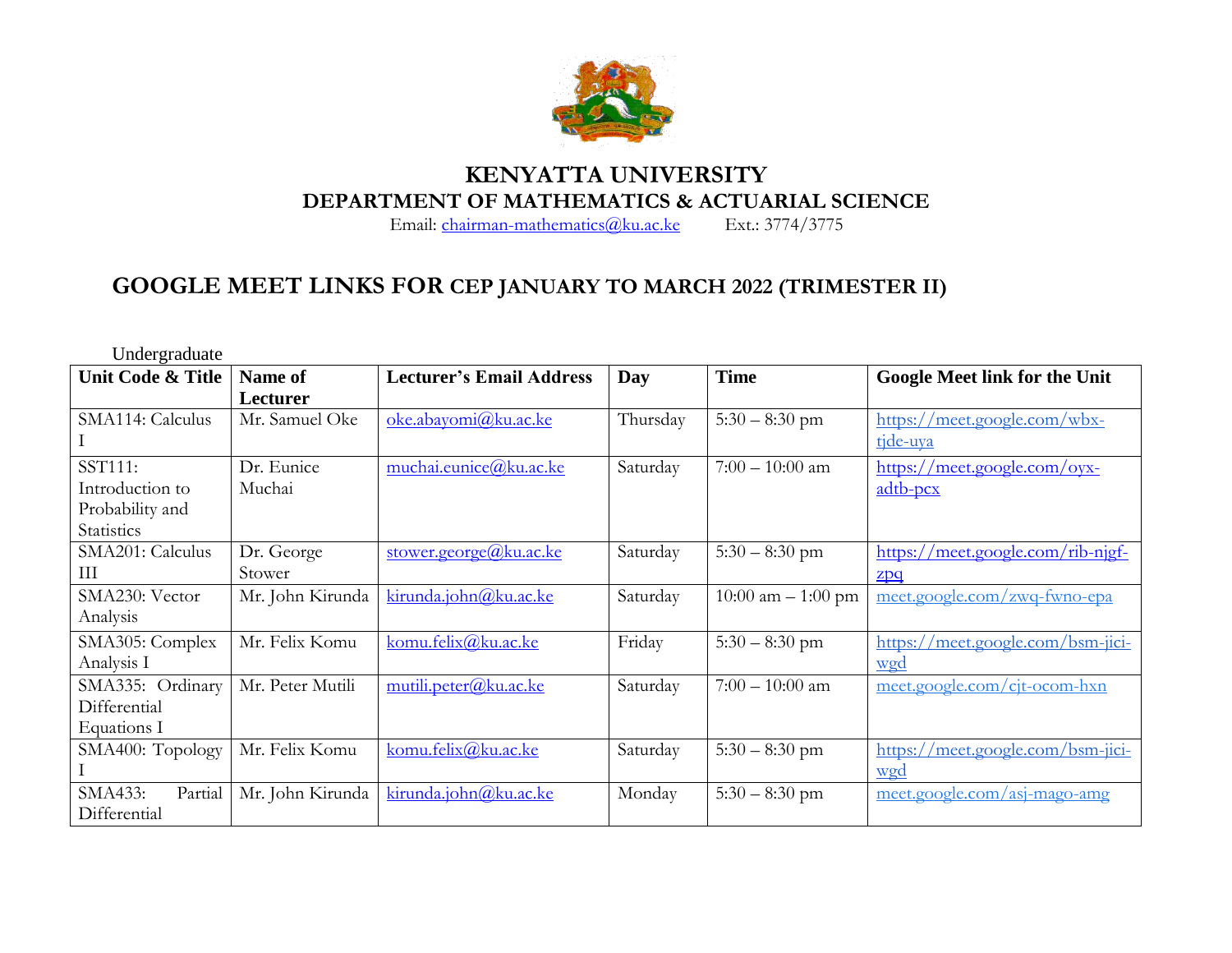# KENYATTA UNIVERSITY

## DEPARTMENT OF MATHEMATICS & ACTUARIAL SCIENCE

Email: chairman-mathematics@ku.ac.ke Ext.: 3774/3775

## GOOGLE MEET LINKS FOR CEP JANUARY TO MARCH 2022 (TRIMESTER II)

Undergraduate

| Unit Code & Title | Name of Lecturer | Lecturer's Email Address | Day | Time | Google Meet link for the Unit |
|---|---|---|---|---|---|
| SMA114: Calculus I | Mr. Samuel Oke | oke.abayomi@ku.ac.ke | Thursday | 5:30 – 8:30 pm | https://meet.google.com/wbx-tjde-uya |
| SST111: Introduction to Probability and Statistics | Dr. Eunice Muchai | muchai.eunice@ku.ac.ke | Saturday | 7:00 – 10:00 am | https://meet.google.com/oyx-adtb-pcx |
| SMA201: Calculus III | Dr. George Stower | stower.george@ku.ac.ke | Saturday | 5:30 – 8:30 pm | https://meet.google.com/rib-njgf-zpq |
| SMA230: Vector Analysis | Mr. John Kirunda | kirunda.john@ku.ac.ke | Saturday | 10:00 am – 1:00 pm | meet.google.com/zwq-fwno-epa |
| SMA305: Complex Analysis I | Mr. Felix Komu | komu.felix@ku.ac.ke | Friday | 5:30 – 8:30 pm | https://meet.google.com/bsm-jici-wgd |
| SMA335: Ordinary Differential Equations I | Mr. Peter Mutili | mutili.peter@ku.ac.ke | Saturday | 7:00 – 10:00 am | meet.google.com/cjt-ocom-hxn |
| SMA400: Topology I | Mr. Felix Komu | komu.felix@ku.ac.ke | Saturday | 5:30 – 8:30 pm | https://meet.google.com/bsm-jici-wgd |
| SMA433: Partial Differential | Mr. John Kirunda | kirunda.john@ku.ac.ke | Monday | 5:30 – 8:30 pm | meet.google.com/asj-mago-amg |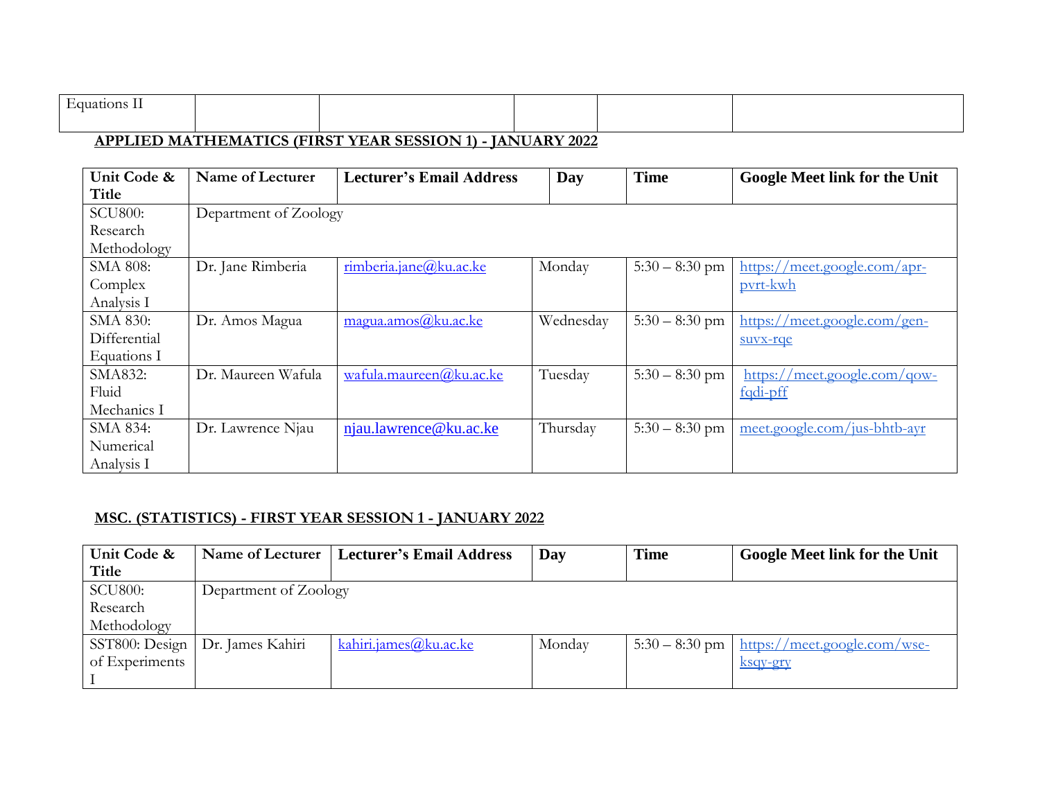| Equations II | | | | | |
|---|---|---|---|---|---|

**APPLIED MATHEMATICS (FIRST YEAR SESSION 1) - JANUARY 2022**

| Unit Code & Title | Name of Lecturer | Lecturer's Email Address | Day | Time | Google Meet link for the Unit |
|---|---|---|---|---|---|
| SCU800: Research Methodology | Department of Zoology | | | | |
| SMA 808: Complex Analysis I | Dr. Jane Rimberia | rimberia.jane@ku.ac.ke | Monday | 5:30 – 8:30 pm | https://meet.google.com/apr-pvrt-kwh |
| SMA 830: Differential Equations I | Dr. Amos Magua | magua.amos@ku.ac.ke | Wednesday | 5:30 – 8:30 pm | https://meet.google.com/gen-suvx-rqe |
| SMA832: Fluid Mechanics I | Dr. Maureen Wafula | wafula.maureen@ku.ac.ke | Tuesday | 5:30 – 8:30 pm | https://meet.google.com/qow-fqdi-pff |
| SMA 834: Numerical Analysis I | Dr. Lawrence Njau | njau.lawrence@ku.ac.ke | Thursday | 5:30 – 8:30 pm | meet.google.com/jus-bhtb-ayr |

**MSC. (STATISTICS) - FIRST YEAR SESSION 1 - JANUARY 2022**

| Unit Code & Title | Name of Lecturer | Lecturer's Email Address | Day | Time | Google Meet link for the Unit |
|---|---|---|---|---|---|
| SCU800: Research Methodology | Department of Zoology | | | | |
| SST800: Design of Experiments I | Dr. James Kahiri | kahiri.james@ku.ac.ke | Monday | 5:30 – 8:30 pm | https://meet.google.com/wse-ksqy-gry |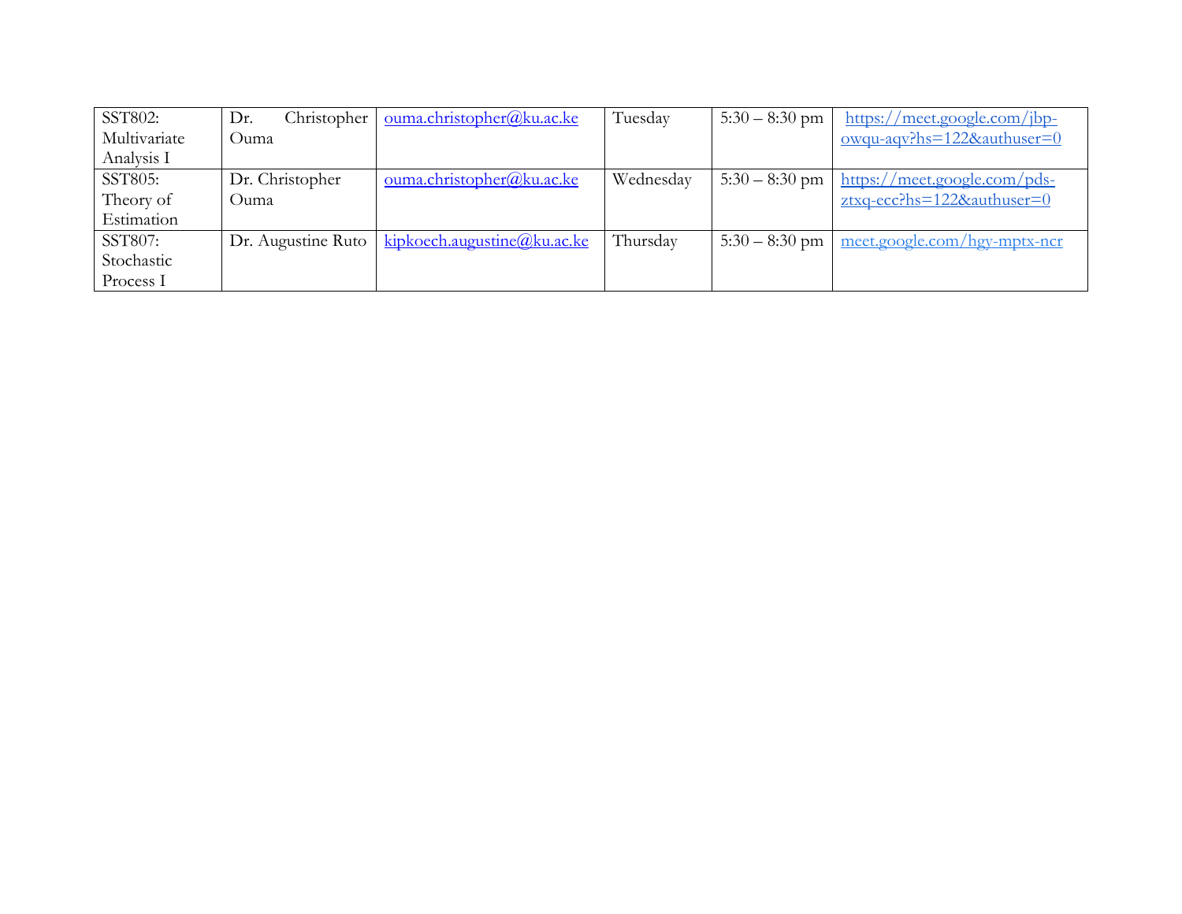| | | | | | |
|---|---|---|---|---|---|
| SST802: Multivariate Analysis I | Dr. Christopher Ouma | ouma.christopher@ku.ac.ke | Tuesday | 5:30 – 8:30 pm | https://meet.google.com/jbp-owqu-aqv?hs=122&authuser=0 |
| SST805: Theory of Estimation | Dr. Christopher Ouma | ouma.christopher@ku.ac.ke | Wednesday | 5:30 – 8:30 pm | https://meet.google.com/pds-ztxq-ecc?hs=122&authuser=0 |
| SST807: Stochastic Process I | Dr. Augustine Ruto | kipkoech.augustine@ku.ac.ke | Thursday | 5:30 – 8:30 pm | meet.google.com/hgy-mptx-ncr |